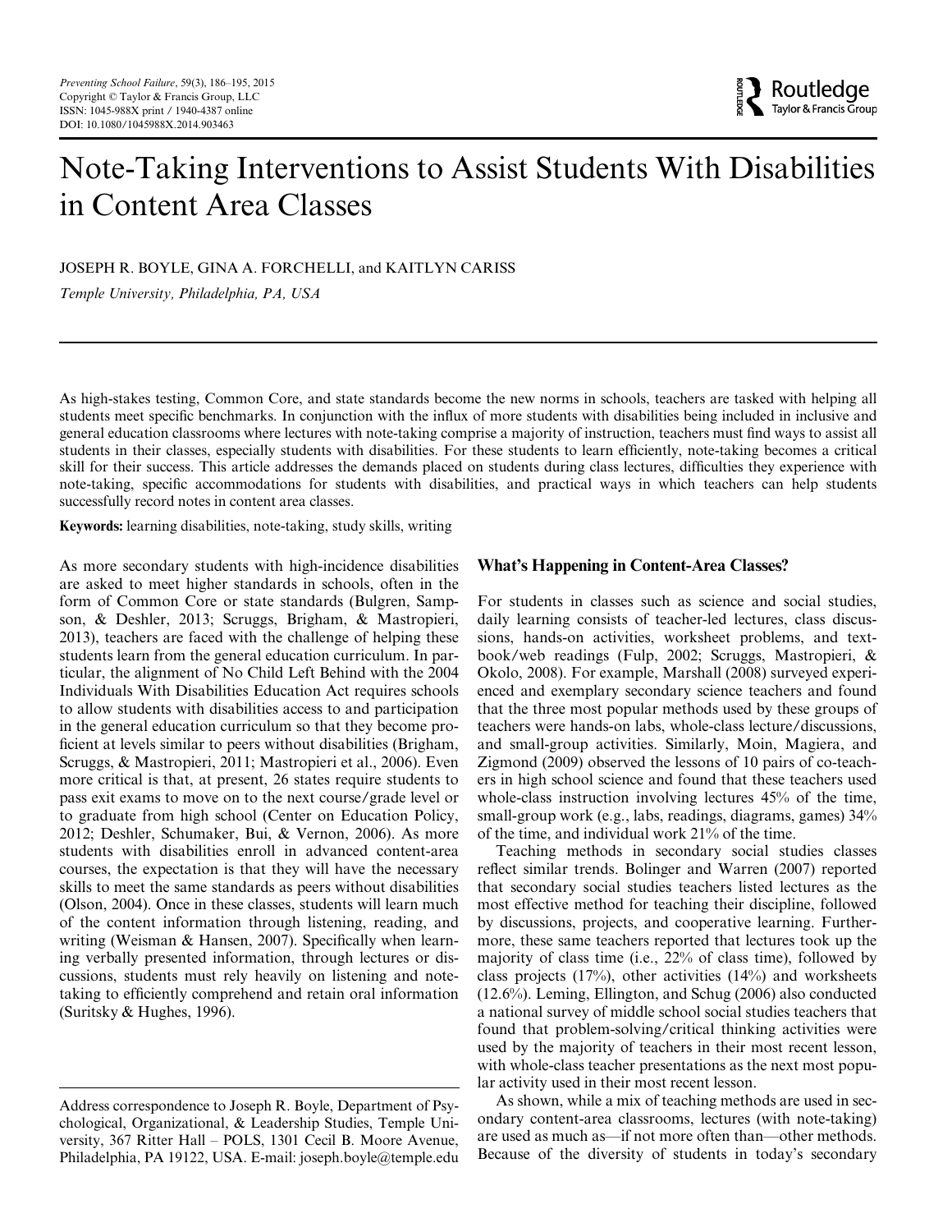# Note-Taking Interventions to Assist Students With Disabilities in Content Area Classes

JOSEPH R. BOYLE, GINA A. FORCHELLI, and KAITLYN CARISS

*Temple University, Philadelphia, PA, USA*

As high-stakes testing, Common Core, and state standards become the new norms in schools, teachers are tasked with helping all students meet specific benchmarks. In conjunction with the influx of more students with disabilities being included in inclusive and general education classrooms where lectures with note-taking comprise a majority of instruction, teachers must find ways to assist all students in their classes, especially students with disabilities. For these students to learn efficiently, note-taking becomes a critical skill for their success. This article addresses the demands placed on students during class lectures, difficulties they experience with note-taking, specific accommodations for students with disabilities, and practical ways in which teachers can help students successfully record notes in content area classes.

**Keywords:** learning disabilities, note-taking, study skills, writing

As more secondary students with high-incidence disabilities are asked to meet higher standards in schools, often in the form of Common Core or state standards (Bulgren, Sampson, & Deshler, 2013; Scruggs, Brigham, & Mastropieri, 2013), teachers are faced with the challenge of helping these students learn from the general education curriculum. In particular, the alignment of No Child Left Behind with the 2004 Individuals With Disabilities Education Act requires schools to allow students with disabilities access to and participation in the general education curriculum so that they become proficient at levels similar to peers without disabilities (Brigham, Scruggs, & Mastropieri, 2011; Mastropieri et al., 2006). Even more critical is that, at present, 26 states require students to pass exit exams to move on to the next course/grade level or to graduate from high school (Center on Education Policy, 2012; Deshler, Schumaker, Bui, & Vernon, 2006). As more students with disabilities enroll in advanced content-area courses, the expectation is that they will have the necessary skills to meet the same standards as peers without disabilities (Olson, 2004). Once in these classes, students will learn much of the content information through listening, reading, and writing (Weisman & Hansen, 2007). Specifically when learning verbally presented information, through lectures or discussions, students must rely heavily on listening and note-taking to efficiently comprehend and retain oral information (Suritsky & Hughes, 1996).

Address correspondence to Joseph R. Boyle, Department of Psychological, Organizational, & Leadership Studies, Temple University, 367 Ritter Hall – POLS, 1301 Cecil B. Moore Avenue, Philadelphia, PA 19122, USA. E-mail: joseph.boyle@temple.edu

## What's Happening in Content-Area Classes?

For students in classes such as science and social studies, daily learning consists of teacher-led lectures, class discussions, hands-on activities, worksheet problems, and textbook/web readings (Fulp, 2002; Scruggs, Mastropieri, & Okolo, 2008). For example, Marshall (2008) surveyed experienced and exemplary secondary science teachers and found that the three most popular methods used by these groups of teachers were hands-on labs, whole-class lecture/discussions, and small-group activities. Similarly, Moin, Magiera, and Zigmond (2009) observed the lessons of 10 pairs of co-teachers in high school science and found that these teachers used whole-class instruction involving lectures 45% of the time, small-group work (e.g., labs, readings, diagrams, games) 34% of the time, and individual work 21% of the time.

Teaching methods in secondary social studies classes reflect similar trends. Bolinger and Warren (2007) reported that secondary social studies teachers listed lectures as the most effective method for teaching their discipline, followed by discussions, projects, and cooperative learning. Furthermore, these same teachers reported that lectures took up the majority of class time (i.e., 22% of class time), followed by class projects (17%), other activities (14%) and worksheets (12.6%). Leming, Ellington, and Schug (2006) also conducted a national survey of middle school social studies teachers that found that problem-solving/critical thinking activities were used by the majority of teachers in their most recent lesson, with whole-class teacher presentations as the next most popular activity used in their most recent lesson.

As shown, while a mix of teaching methods are used in secondary content-area classrooms, lectures (with note-taking) are used as much as—if not more often than—other methods. Because of the diversity of students in today's secondary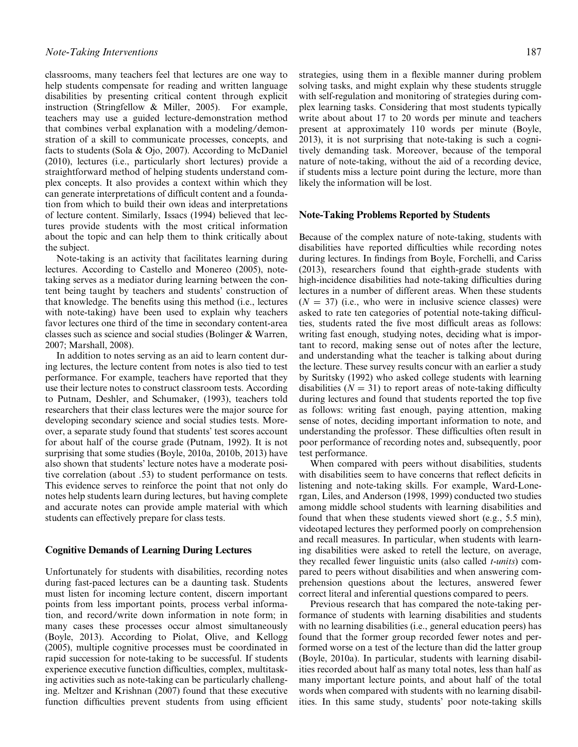classrooms, many teachers feel that lectures are one way to help students compensate for reading and written language disabilities by presenting critical content through explicit instruction (Stringfellow & Miller, 2005). For example, teachers may use a guided lecture-demonstration method that combines verbal explanation with a modeling/demonstration of a skill to communicate processes, concepts, and facts to students (Sola & Ojo, 2007). According to McDaniel (2010), lectures (i.e., particularly short lectures) provide a straightforward method of helping students understand complex concepts. It also provides a context within which they can generate interpretations of difficult content and a foundation from which to build their own ideas and interpretations of lecture content. Similarly, Issacs (1994) believed that lectures provide students with the most critical information about the topic and can help them to think critically about the subject.

Note-taking is an activity that facilitates learning during lectures. According to Castello and Monereo (2005), note-taking serves as a mediator during learning between the content being taught by teachers and students' construction of that knowledge. The benefits using this method (i.e., lectures with note-taking) have been used to explain why teachers favor lectures one third of the time in secondary content-area classes such as science and social studies (Bolinger & Warren, 2007; Marshall, 2008).

In addition to notes serving as an aid to learn content during lectures, the lecture content from notes is also tied to test performance. For example, teachers have reported that they use their lecture notes to construct classroom tests. According to Putnam, Deshler, and Schumaker, (1993), teachers told researchers that their class lectures were the major source for developing secondary science and social studies tests. Moreover, a separate study found that students' test scores account for about half of the course grade (Putnam, 1992). It is not surprising that some studies (Boyle, 2010a, 2010b, 2013) have also shown that students' lecture notes have a moderate positive correlation (about .53) to student performance on tests. This evidence serves to reinforce the point that not only do notes help students learn during lectures, but having complete and accurate notes can provide ample material with which students can effectively prepare for class tests.

## Cognitive Demands of Learning During Lectures

Unfortunately for students with disabilities, recording notes during fast-paced lectures can be a daunting task. Students must listen for incoming lecture content, discern important points from less important points, process verbal information, and record/write down information in note form; in many cases these processes occur almost simultaneously (Boyle, 2013). According to Piolat, Olive, and Kellogg (2005), multiple cognitive processes must be coordinated in rapid succession for note-taking to be successful. If students experience executive function difficulties, complex, multitasking activities such as note-taking can be particularly challenging. Meltzer and Krishnan (2007) found that these executive function difficulties prevent students from using efficient strategies, using them in a flexible manner during problem solving tasks, and might explain why these students struggle with self-regulation and monitoring of strategies during complex learning tasks. Considering that most students typically write about about 17 to 20 words per minute and teachers present at approximately 110 words per minute (Boyle, 2013), it is not surprising that note-taking is such a cognitively demanding task. Moreover, because of the temporal nature of note-taking, without the aid of a recording device, if students miss a lecture point during the lecture, more than likely the information will be lost.

## Note-Taking Problems Reported by Students

Because of the complex nature of note-taking, students with disabilities have reported difficulties while recording notes during lectures. In findings from Boyle, Forchelli, and Cariss (2013), researchers found that eighth-grade students with high-incidence disabilities had note-taking difficulties during lectures in a number of different areas. When these students ($N = 37$) (i.e., who were in inclusive science classes) were asked to rate ten categories of potential note-taking difficulties, students rated the five most difficult areas as follows: writing fast enough, studying notes, deciding what is important to record, making sense out of notes after the lecture, and understanding what the teacher is talking about during the lecture. These survey results concur with an earlier a study by Suritsky (1992) who asked college students with learning disabilities ($N = 31$) to report areas of note-taking difficulty during lectures and found that students reported the top five as follows: writing fast enough, paying attention, making sense of notes, deciding important information to note, and understanding the professor. These difficulties often result in poor performance of recording notes and, subsequently, poor test performance.

When compared with peers without disabilities, students with disabilities seem to have concerns that reflect deficits in listening and note-taking skills. For example, Ward-Lonergan, Liles, and Anderson (1998, 1999) conducted two studies among middle school students with learning disabilities and found that when these students viewed short (e.g., 5.5 min), videotaped lectures they performed poorly on comprehension and recall measures. In particular, when students with learning disabilities were asked to retell the lecture, on average, they recalled fewer linguistic units (also called *t-units*) compared to peers without disabilities and when answering comprehension questions about the lectures, answered fewer correct literal and inferential questions compared to peers.

Previous research that has compared the note-taking performance of students with learning disabilities and students with no learning disabilities (i.e., general education peers) has found that the former group recorded fewer notes and performed worse on a test of the lecture than did the latter group (Boyle, 2010a). In particular, students with learning disabilities recorded about half as many total notes, less than half as many important lecture points, and about half of the total words when compared with students with no learning disabilities. In this same study, students' poor note-taking skills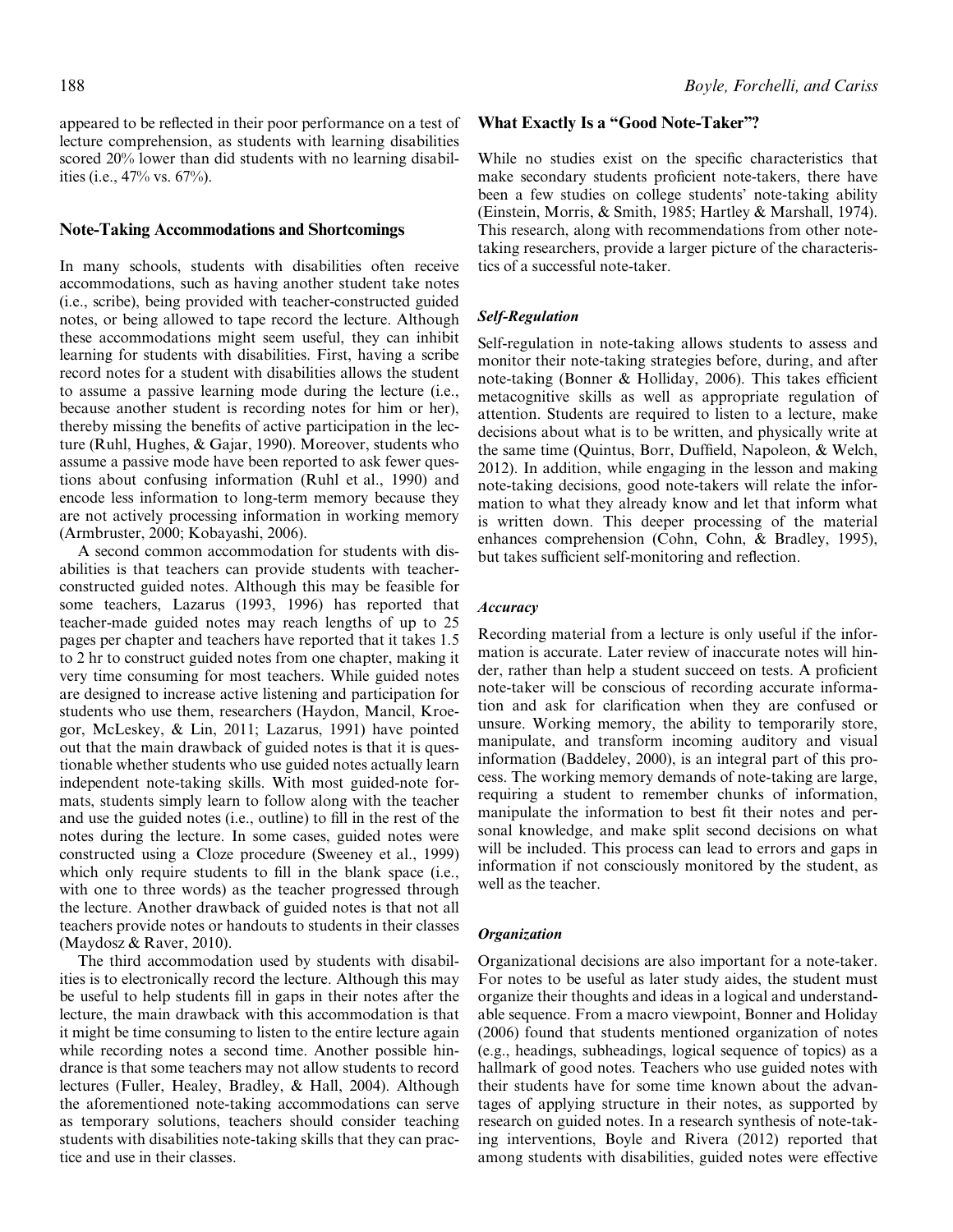appeared to be reflected in their poor performance on a test of lecture comprehension, as students with learning disabilities scored 20% lower than did students with no learning disabilities (i.e., 47% vs. 67%).

## Note-Taking Accommodations and Shortcomings

In many schools, students with disabilities often receive accommodations, such as having another student take notes (i.e., scribe), being provided with teacher-constructed guided notes, or being allowed to tape record the lecture. Although these accommodations might seem useful, they can inhibit learning for students with disabilities. First, having a scribe record notes for a student with disabilities allows the student to assume a passive learning mode during the lecture (i.e., because another student is recording notes for him or her), thereby missing the benefits of active participation in the lecture (Ruhl, Hughes, & Gajar, 1990). Moreover, students who assume a passive mode have been reported to ask fewer questions about confusing information (Ruhl et al., 1990) and encode less information to long-term memory because they are not actively processing information in working memory (Armbruster, 2000; Kobayashi, 2006).

A second common accommodation for students with disabilities is that teachers can provide students with teacher-constructed guided notes. Although this may be feasible for some teachers, Lazarus (1993, 1996) has reported that teacher-made guided notes may reach lengths of up to 25 pages per chapter and teachers have reported that it takes 1.5 to 2 hr to construct guided notes from one chapter, making it very time consuming for most teachers. While guided notes are designed to increase active listening and participation for students who use them, researchers (Haydon, Mancil, Kroegor, McLeskey, & Lin, 2011; Lazarus, 1991) have pointed out that the main drawback of guided notes is that it is questionable whether students who use guided notes actually learn independent note-taking skills. With most guided-note formats, students simply learn to follow along with the teacher and use the guided notes (i.e., outline) to fill in the rest of the notes during the lecture. In some cases, guided notes were constructed using a Cloze procedure (Sweeney et al., 1999) which only require students to fill in the blank space (i.e., with one to three words) as the teacher progressed through the lecture. Another drawback of guided notes is that not all teachers provide notes or handouts to students in their classes (Maydosz & Raver, 2010).

The third accommodation used by students with disabilities is to electronically record the lecture. Although this may be useful to help students fill in gaps in their notes after the lecture, the main drawback with this accommodation is that it might be time consuming to listen to the entire lecture again while recording notes a second time. Another possible hindrance is that some teachers may not allow students to record lectures (Fuller, Healey, Bradley, & Hall, 2004). Although the aforementioned note-taking accommodations can serve as temporary solutions, teachers should consider teaching students with disabilities note-taking skills that they can practice and use in their classes.

## What Exactly Is a "Good Note-Taker"?

While no studies exist on the specific characteristics that make secondary students proficient note-takers, there have been a few studies on college students' note-taking ability (Einstein, Morris, & Smith, 1985; Hartley & Marshall, 1974). This research, along with recommendations from other note-taking researchers, provide a larger picture of the characteristics of a successful note-taker.

### *Self-Regulation*

Self-regulation in note-taking allows students to assess and monitor their note-taking strategies before, during, and after note-taking (Bonner & Holliday, 2006). This takes efficient metacognitive skills as well as appropriate regulation of attention. Students are required to listen to a lecture, make decisions about what is to be written, and physically write at the same time (Quintus, Borr, Duffield, Napoleon, & Welch, 2012). In addition, while engaging in the lesson and making note-taking decisions, good note-takers will relate the information to what they already know and let that inform what is written down. This deeper processing of the material enhances comprehension (Cohn, Cohn, & Bradley, 1995), but takes sufficient self-monitoring and reflection.

### *Accuracy*

Recording material from a lecture is only useful if the information is accurate. Later review of inaccurate notes will hinder, rather than help a student succeed on tests. A proficient note-taker will be conscious of recording accurate information and ask for clarification when they are confused or unsure. Working memory, the ability to temporarily store, manipulate, and transform incoming auditory and visual information (Baddeley, 2000), is an integral part of this process. The working memory demands of note-taking are large, requiring a student to remember chunks of information, manipulate the information to best fit their notes and personal knowledge, and make split second decisions on what will be included. This process can lead to errors and gaps in information if not consciously monitored by the student, as well as the teacher.

### *Organization*

Organizational decisions are also important for a note-taker. For notes to be useful as later study aides, the student must organize their thoughts and ideas in a logical and understandable sequence. From a macro viewpoint, Bonner and Holiday (2006) found that students mentioned organization of notes (e.g., headings, subheadings, logical sequence of topics) as a hallmark of good notes. Teachers who use guided notes with their students have for some time known about the advantages of applying structure in their notes, as supported by research on guided notes. In a research synthesis of note-taking interventions, Boyle and Rivera (2012) reported that among students with disabilities, guided notes were effective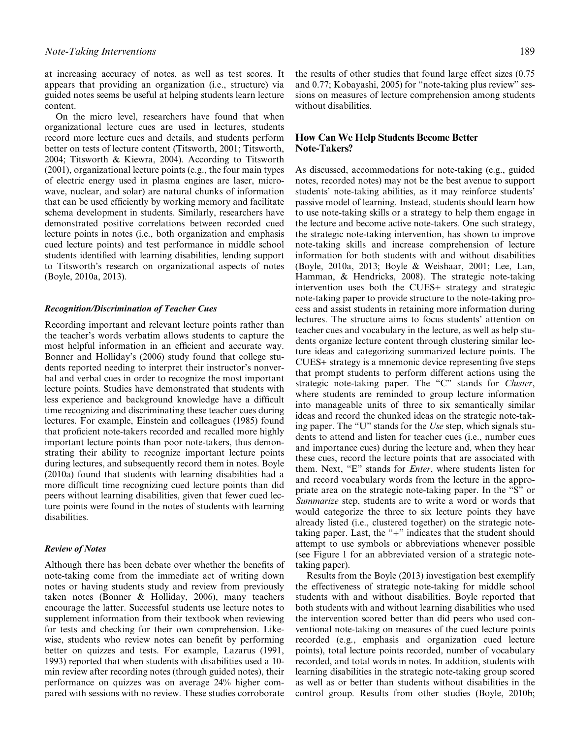at increasing accuracy of notes, as well as test scores. It appears that providing an organization (i.e., structure) via guided notes seems be useful at helping students learn lecture content.

On the micro level, researchers have found that when organizational lecture cues are used in lectures, students record more lecture cues and details, and students perform better on tests of lecture content (Titsworth, 2001; Titsworth, 2004; Titsworth & Kiewra, 2004). According to Titsworth (2001), organizational lecture points (e.g., the four main types of electric energy used in plasma engines are laser, microwave, nuclear, and solar) are natural chunks of information that can be used efficiently by working memory and facilitate schema development in students. Similarly, researchers have demonstrated positive correlations between recorded cued lecture points in notes (i.e., both organization and emphasis cued lecture points) and test performance in middle school students identified with learning disabilities, lending support to Titsworth's research on organizational aspects of notes (Boyle, 2010a, 2013).

### *Recognition/Discrimination of Teacher Cues*

Recording important and relevant lecture points rather than the teacher's words verbatim allows students to capture the most helpful information in an efficient and accurate way. Bonner and Holliday's (2006) study found that college students reported needing to interpret their instructor's nonverbal and verbal cues in order to recognize the most important lecture points. Studies have demonstrated that students with less experience and background knowledge have a difficult time recognizing and discriminating these teacher cues during lectures. For example, Einstein and colleagues (1985) found that proficient note-takers recorded and recalled more highly important lecture points than poor note-takers, thus demonstrating their ability to recognize important lecture points during lectures, and subsequently record them in notes. Boyle (2010a) found that students with learning disabilities had a more difficult time recognizing cued lecture points than did peers without learning disabilities, given that fewer cued lecture points were found in the notes of students with learning disabilities.

### *Review of Notes*

Although there has been debate over whether the benefits of note-taking come from the immediate act of writing down notes or having students study and review from previously taken notes (Bonner & Holliday, 2006), many teachers encourage the latter. Successful students use lecture notes to supplement information from their textbook when reviewing for tests and checking for their own comprehension. Likewise, students who review notes can benefit by performing better on quizzes and tests. For example, Lazarus (1991, 1993) reported that when students with disabilities used a 10-min review after recording notes (through guided notes), their performance on quizzes was on average 24% higher compared with sessions with no review. These studies corroborate the results of other studies that found large effect sizes (0.75 and 0.77; Kobayashi, 2005) for "note-taking plus review" sessions on measures of lecture comprehension among students without disabilities.

## How Can We Help Students Become Better Note-Takers?

As discussed, accommodations for note-taking (e.g., guided notes, recorded notes) may not be the best avenue to support students' note-taking abilities, as it may reinforce students' passive model of learning. Instead, students should learn how to use note-taking skills or a strategy to help them engage in the lecture and become active note-takers. One such strategy, the strategic note-taking intervention, has shown to improve note-taking skills and increase comprehension of lecture information for both students with and without disabilities (Boyle, 2010a, 2013; Boyle & Weishaar, 2001; Lee, Lan, Hamman, & Hendricks, 2008). The strategic note-taking intervention uses both the CUES+ strategy and strategic note-taking paper to provide structure to the note-taking process and assist students in retaining more information during lectures. The structure aims to focus students' attention on teacher cues and vocabulary in the lecture, as well as help students organize lecture content through clustering similar lecture ideas and categorizing summarized lecture points. The CUES+ strategy is a mnemonic device representing five steps that prompt students to perform different actions using the strategic note-taking paper. The "C" stands for *Cluster*, where students are reminded to group lecture information into manageable units of three to six semantically similar ideas and record the chunked ideas on the strategic note-taking paper. The "U" stands for the *Use* step, which signals students to attend and listen for teacher cues (i.e., number cues and importance cues) during the lecture and, when they hear these cues, record the lecture points that are associated with them. Next, "E" stands for *Enter*, where students listen for and record vocabulary words from the lecture in the appropriate area on the strategic note-taking paper. In the "S" or *Summarize* step, students are to write a word or words that would categorize the three to six lecture points they have already listed (i.e., clustered together) on the strategic note-taking paper. Last, the "+" indicates that the student should attempt to use symbols or abbreviations whenever possible (see Figure 1 for an abbreviated version of a strategic note-taking paper).

Results from the Boyle (2013) investigation best exemplify the effectiveness of strategic note-taking for middle school students with and without disabilities. Boyle reported that both students with and without learning disabilities who used the intervention scored better than did peers who used conventional note-taking on measures of the cued lecture points recorded (e.g., emphasis and organization cued lecture points), total lecture points recorded, number of vocabulary recorded, and total words in notes. In addition, students with learning disabilities in the strategic note-taking group scored as well as or better than students without disabilities in the control group. Results from other studies (Boyle, 2010b;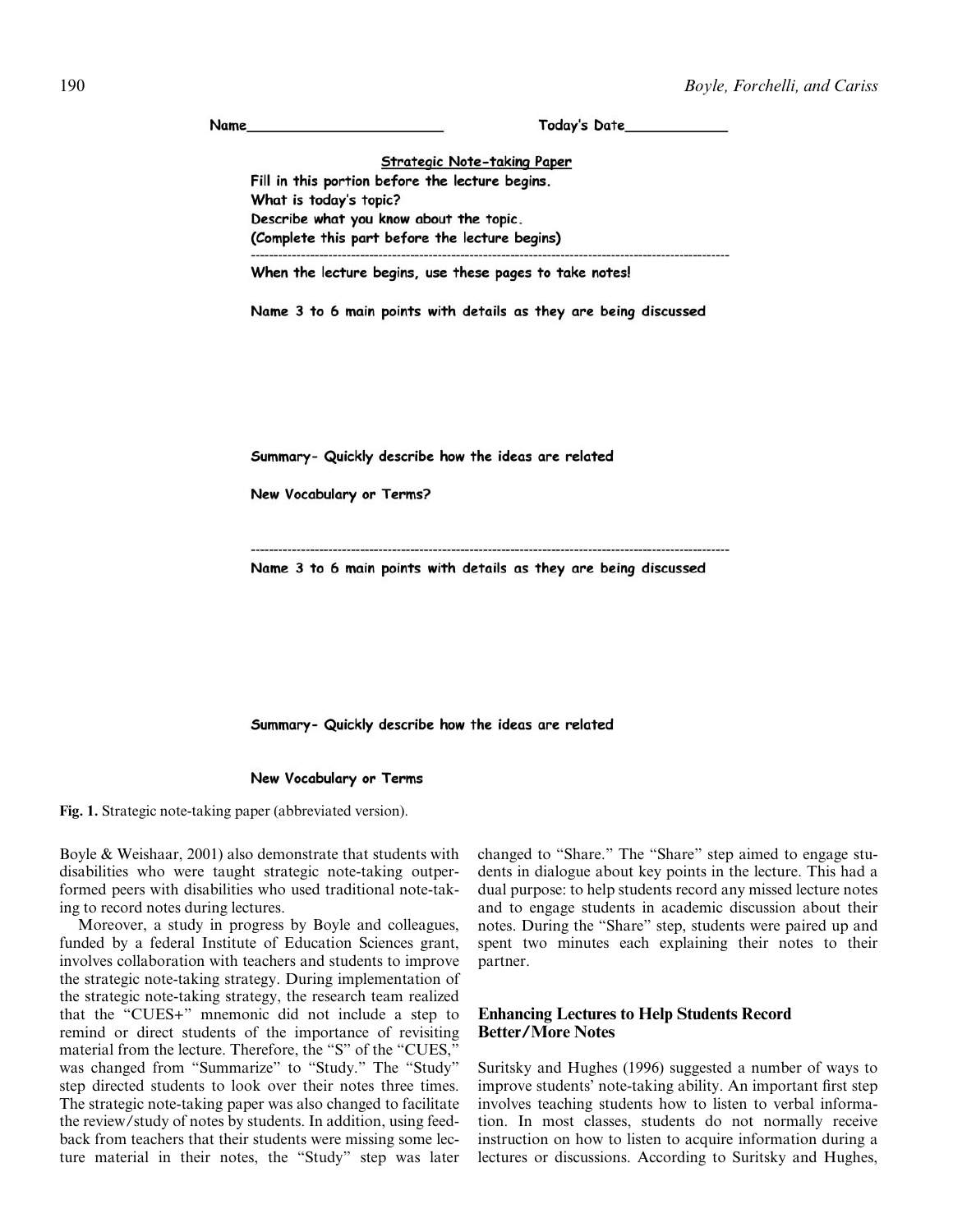Name________________________ Today's Date____________

Strategic Note-taking Paper

Fill in this portion before the lecture begins.

What is today's topic?

Describe what you know about the topic.

(Complete this part before the lecture begins)

---

When the lecture begins, use these pages to take notes!

Name 3 to 6 main points with details as they are being discussed

Summary- Quickly describe how the ideas are related

New Vocabulary or Terms?

---

Name 3 to 6 main points with details as they are being discussed

Summary- Quickly describe how the ideas are related

New Vocabulary or Terms

**Fig. 1.** Strategic note-taking paper (abbreviated version).

Boyle & Weishaar, 2001) also demonstrate that students with disabilities who were taught strategic note-taking outperformed peers with disabilities who used traditional note-taking to record notes during lectures.

Moreover, a study in progress by Boyle and colleagues, funded by a federal Institute of Education Sciences grant, involves collaboration with teachers and students to improve the strategic note-taking strategy. During implementation of the strategic note-taking strategy, the research team realized that the "CUES+" mnemonic did not include a step to remind or direct students of the importance of revisiting material from the lecture. Therefore, the "S" of the "CUES," was changed from "Summarize" to "Study." The "Study" step directed students to look over their notes three times. The strategic note-taking paper was also changed to facilitate the review/study of notes by students. In addition, using feedback from teachers that their students were missing some lecture material in their notes, the "Study" step was later changed to "Share." The "Share" step aimed to engage students in dialogue about key points in the lecture. This had a dual purpose: to help students record any missed lecture notes and to engage students in academic discussion about their notes. During the "Share" step, students were paired up and spent two minutes each explaining their notes to their partner.

## Enhancing Lectures to Help Students Record Better/More Notes

Suritsky and Hughes (1996) suggested a number of ways to improve students' note-taking ability. An important first step involves teaching students how to listen to verbal information. In most classes, students do not normally receive instruction on how to listen to acquire information during a lectures or discussions. According to Suritsky and Hughes,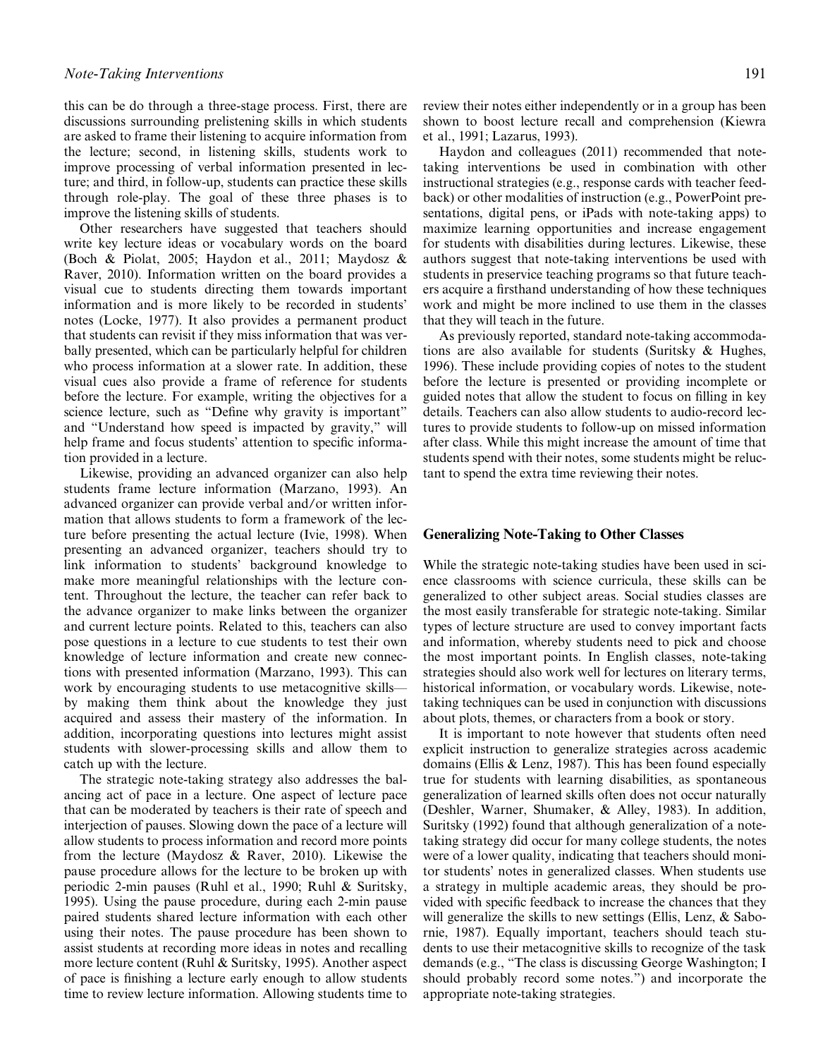this can be do through a three-stage process. First, there are discussions surrounding prelistening skills in which students are asked to frame their listening to acquire information from the lecture; second, in listening skills, students work to improve processing of verbal information presented in lecture; and third, in follow-up, students can practice these skills through role-play. The goal of these three phases is to improve the listening skills of students.

Other researchers have suggested that teachers should write key lecture ideas or vocabulary words on the board (Boch & Piolat, 2005; Haydon et al., 2011; Maydosz & Raver, 2010). Information written on the board provides a visual cue to students directing them towards important information and is more likely to be recorded in students' notes (Locke, 1977). It also provides a permanent product that students can revisit if they miss information that was verbally presented, which can be particularly helpful for children who process information at a slower rate. In addition, these visual cues also provide a frame of reference for students before the lecture. For example, writing the objectives for a science lecture, such as "Define why gravity is important" and "Understand how speed is impacted by gravity," will help frame and focus students' attention to specific information provided in a lecture.

Likewise, providing an advanced organizer can also help students frame lecture information (Marzano, 1993). An advanced organizer can provide verbal and/or written information that allows students to form a framework of the lecture before presenting the actual lecture (Ivie, 1998). When presenting an advanced organizer, teachers should try to link information to students' background knowledge to make more meaningful relationships with the lecture content. Throughout the lecture, the teacher can refer back to the advance organizer to make links between the organizer and current lecture points. Related to this, teachers can also pose questions in a lecture to cue students to test their own knowledge of lecture information and create new connections with presented information (Marzano, 1993). This can work by encouraging students to use metacognitive skills—by making them think about the knowledge they just acquired and assess their mastery of the information. In addition, incorporating questions into lectures might assist students with slower-processing skills and allow them to catch up with the lecture.

The strategic note-taking strategy also addresses the balancing act of pace in a lecture. One aspect of lecture pace that can be moderated by teachers is their rate of speech and interjection of pauses. Slowing down the pace of a lecture will allow students to process information and record more points from the lecture (Maydosz & Raver, 2010). Likewise the pause procedure allows for the lecture to be broken up with periodic 2-min pauses (Ruhl et al., 1990; Ruhl & Suritsky, 1995). Using the pause procedure, during each 2-min pause paired students shared lecture information with each other using their notes. The pause procedure has been shown to assist students at recording more ideas in notes and recalling more lecture content (Ruhl & Suritsky, 1995). Another aspect of pace is finishing a lecture early enough to allow students time to review lecture information. Allowing students time to review their notes either independently or in a group has been shown to boost lecture recall and comprehension (Kiewra et al., 1991; Lazarus, 1993).

Haydon and colleagues (2011) recommended that note-taking interventions be used in combination with other instructional strategies (e.g., response cards with teacher feedback) or other modalities of instruction (e.g., PowerPoint presentations, digital pens, or iPads with note-taking apps) to maximize learning opportunities and increase engagement for students with disabilities during lectures. Likewise, these authors suggest that note-taking interventions be used with students in preservice teaching programs so that future teachers acquire a firsthand understanding of how these techniques work and might be more inclined to use them in the classes that they will teach in the future.

As previously reported, standard note-taking accommodations are also available for students (Suritsky & Hughes, 1996). These include providing copies of notes to the student before the lecture is presented or providing incomplete or guided notes that allow the student to focus on filling in key details. Teachers can also allow students to audio-record lectures to provide students to follow-up on missed information after class. While this might increase the amount of time that students spend with their notes, some students might be reluctant to spend the extra time reviewing their notes.

## Generalizing Note-Taking to Other Classes

While the strategic note-taking studies have been used in science classrooms with science curricula, these skills can be generalized to other subject areas. Social studies classes are the most easily transferable for strategic note-taking. Similar types of lecture structure are used to convey important facts and information, whereby students need to pick and choose the most important points. In English classes, note-taking strategies should also work well for lectures on literary terms, historical information, or vocabulary words. Likewise, note-taking techniques can be used in conjunction with discussions about plots, themes, or characters from a book or story.

It is important to note however that students often need explicit instruction to generalize strategies across academic domains (Ellis & Lenz, 1987). This has been found especially true for students with learning disabilities, as spontaneous generalization of learned skills often does not occur naturally (Deshler, Warner, Shumaker, & Alley, 1983). In addition, Suritsky (1992) found that although generalization of a note-taking strategy did occur for many college students, the notes were of a lower quality, indicating that teachers should monitor students' notes in generalized classes. When students use a strategy in multiple academic areas, they should be provided with specific feedback to increase the chances that they will generalize the skills to new settings (Ellis, Lenz, & Sabornie, 1987). Equally important, teachers should teach students to use their metacognitive skills to recognize of the task demands (e.g., "The class is discussing George Washington; I should probably record some notes.") and incorporate the appropriate note-taking strategies.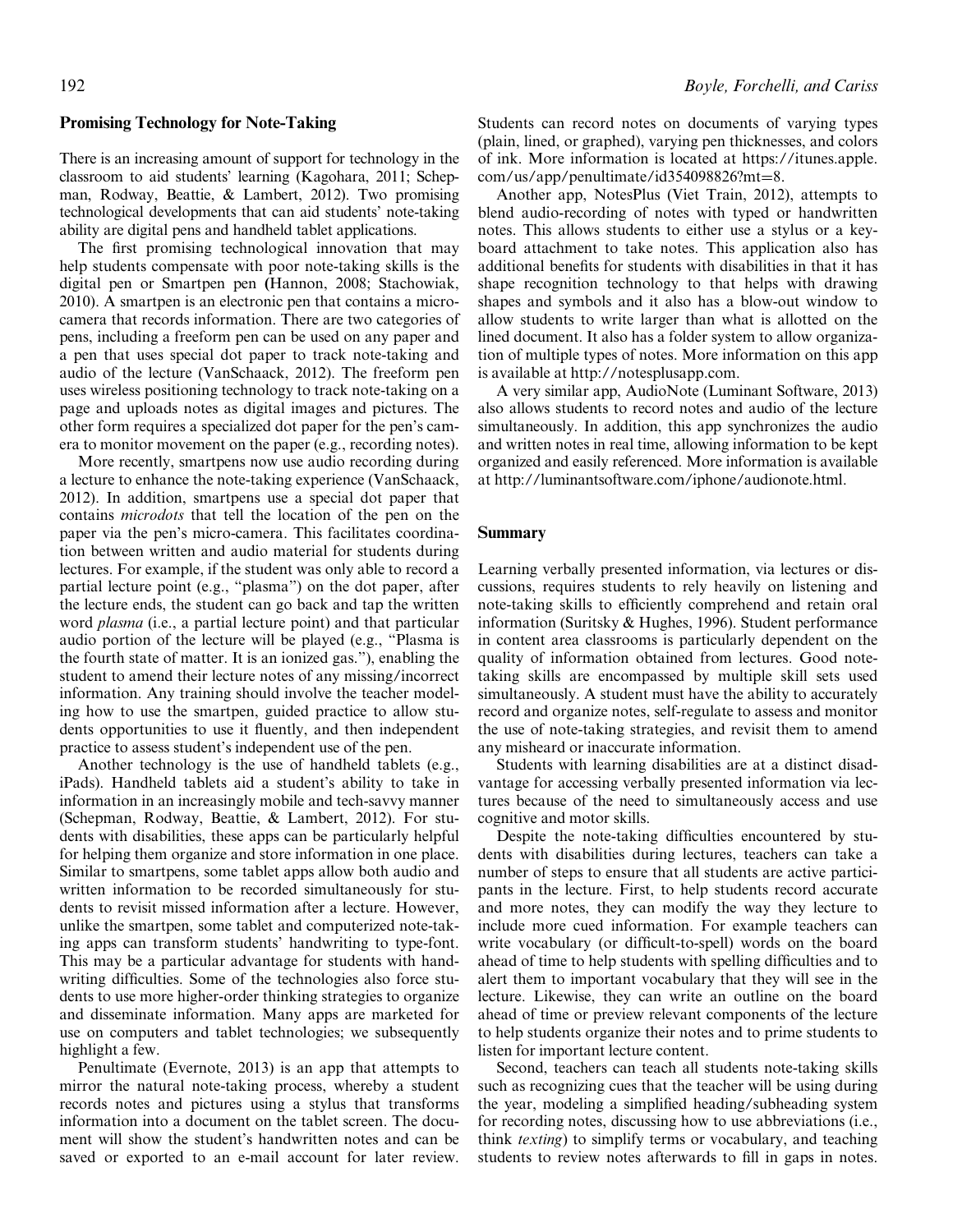## Promising Technology for Note-Taking

There is an increasing amount of support for technology in the classroom to aid students' learning (Kagohara, 2011; Schepman, Rodway, Beattie, & Lambert, 2012). Two promising technological developments that can aid students' note-taking ability are digital pens and handheld tablet applications.

The first promising technological innovation that may help students compensate with poor note-taking skills is the digital pen or Smartpen pen (Hannon, 2008; Stachowiak, 2010). A smartpen is an electronic pen that contains a microcamera that records information. There are two categories of pens, including a freeform pen can be used on any paper and a pen that uses special dot paper to track note-taking and audio of the lecture (VanSchaack, 2012). The freeform pen uses wireless positioning technology to track note-taking on a page and uploads notes as digital images and pictures. The other form requires a specialized dot paper for the pen's camera to monitor movement on the paper (e.g., recording notes).

More recently, smartpens now use audio recording during a lecture to enhance the note-taking experience (VanSchaack, 2012). In addition, smartpens use a special dot paper that contains *microdots* that tell the location of the pen on the paper via the pen's micro-camera. This facilitates coordination between written and audio material for students during lectures. For example, if the student was only able to record a partial lecture point (e.g., "plasma") on the dot paper, after the lecture ends, the student can go back and tap the written word *plasma* (i.e., a partial lecture point) and that particular audio portion of the lecture will be played (e.g., "Plasma is the fourth state of matter. It is an ionized gas."), enabling the student to amend their lecture notes of any missing/incorrect information. Any training should involve the teacher modeling how to use the smartpen, guided practice to allow students opportunities to use it fluently, and then independent practice to assess student's independent use of the pen.

Another technology is the use of handheld tablets (e.g., iPads). Handheld tablets aid a student's ability to take in information in an increasingly mobile and tech-savvy manner (Schepman, Rodway, Beattie, & Lambert, 2012). For students with disabilities, these apps can be particularly helpful for helping them organize and store information in one place. Similar to smartpens, some tablet apps allow both audio and written information to be recorded simultaneously for students to revisit missed information after a lecture. However, unlike the smartpen, some tablet and computerized note-taking apps can transform students' handwriting to type-font. This may be a particular advantage for students with handwriting difficulties. Some of the technologies also force students to use more higher-order thinking strategies to organize and disseminate information. Many apps are marketed for use on computers and tablet technologies; we subsequently highlight a few.

Penultimate (Evernote, 2013) is an app that attempts to mirror the natural note-taking process, whereby a student records notes and pictures using a stylus that transforms information into a document on the tablet screen. The document will show the student's handwritten notes and can be saved or exported to an e-mail account for later review. Students can record notes on documents of varying types (plain, lined, or graphed), varying pen thicknesses, and colors of ink. More information is located at https://itunes.apple.com/us/app/penultimate/id354098826?mt=8.

Another app, NotesPlus (Viet Train, 2012), attempts to blend audio-recording of notes with typed or handwritten notes. This allows students to either use a stylus or a keyboard attachment to take notes. This application also has additional benefits for students with disabilities in that it has shape recognition technology to that helps with drawing shapes and symbols and it also has a blow-out window to allow students to write larger than what is allotted on the lined document. It also has a folder system to allow organization of multiple types of notes. More information on this app is available at http://notesplusapp.com.

A very similar app, AudioNote (Luminant Software, 2013) also allows students to record notes and audio of the lecture simultaneously. In addition, this app synchronizes the audio and written notes in real time, allowing information to be kept organized and easily referenced. More information is available at http://luminantsoftware.com/iphone/audionote.html.

## Summary

Learning verbally presented information, via lectures or discussions, requires students to rely heavily on listening and note-taking skills to efficiently comprehend and retain oral information (Suritsky & Hughes, 1996). Student performance in content area classrooms is particularly dependent on the quality of information obtained from lectures. Good note-taking skills are encompassed by multiple skill sets used simultaneously. A student must have the ability to accurately record and organize notes, self-regulate to assess and monitor the use of note-taking strategies, and revisit them to amend any misheard or inaccurate information.

Students with learning disabilities are at a distinct disadvantage for accessing verbally presented information via lectures because of the need to simultaneously access and use cognitive and motor skills.

Despite the note-taking difficulties encountered by students with disabilities during lectures, teachers can take a number of steps to ensure that all students are active participants in the lecture. First, to help students record accurate and more notes, they can modify the way they lecture to include more cued information. For example teachers can write vocabulary (or difficult-to-spell) words on the board ahead of time to help students with spelling difficulties and to alert them to important vocabulary that they will see in the lecture. Likewise, they can write an outline on the board ahead of time or preview relevant components of the lecture to help students organize their notes and to prime students to listen for important lecture content.

Second, teachers can teach all students note-taking skills such as recognizing cues that the teacher will be using during the year, modeling a simplified heading/subheading system for recording notes, discussing how to use abbreviations (i.e., think *texting*) to simplify terms or vocabulary, and teaching students to review notes afterwards to fill in gaps in notes.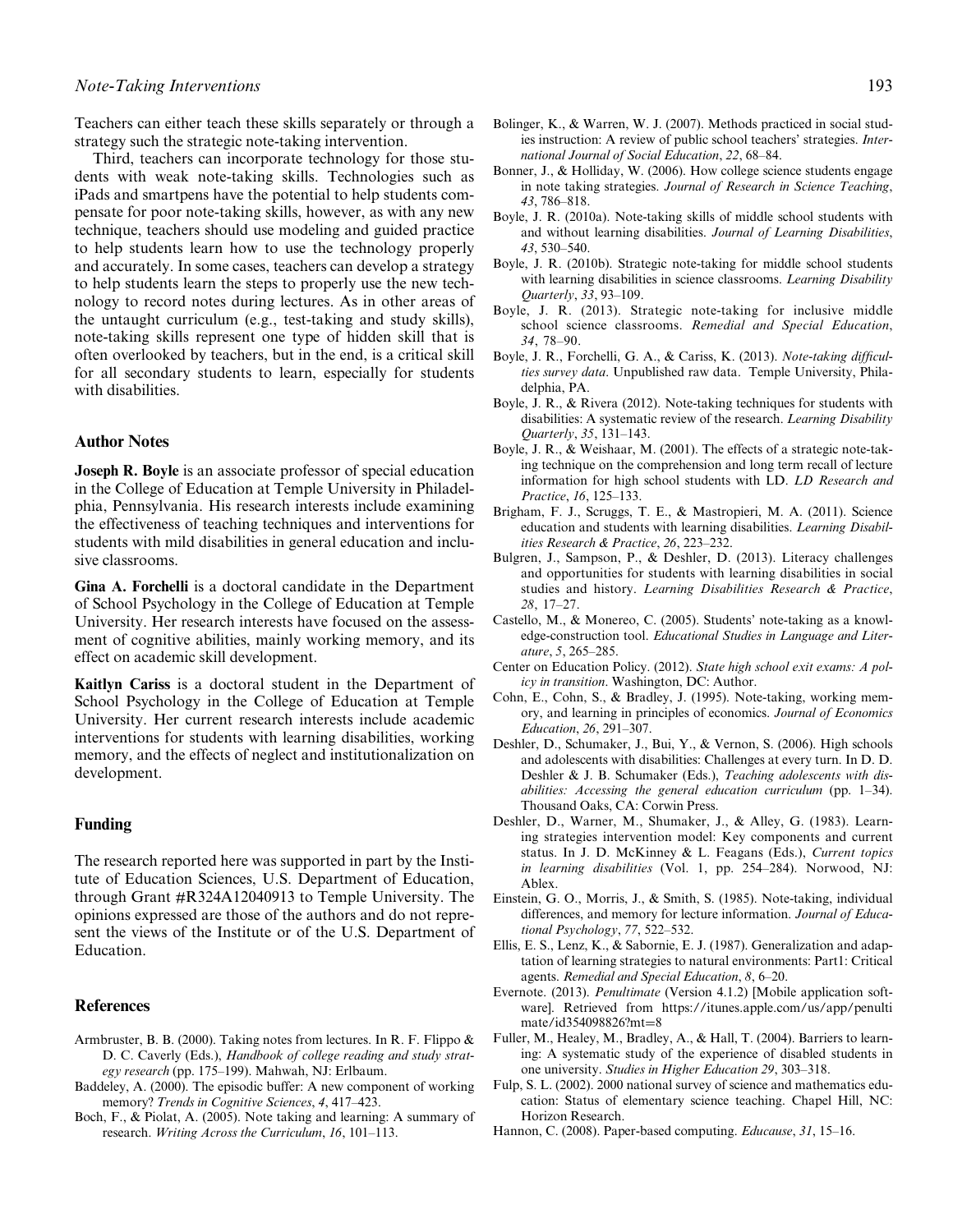Teachers can either teach these skills separately or through a strategy such the strategic note-taking intervention.

Third, teachers can incorporate technology for those students with weak note-taking skills. Technologies such as iPads and smartpens have the potential to help students compensate for poor note-taking skills, however, as with any new technique, teachers should use modeling and guided practice to help students learn how to use the technology properly and accurately. In some cases, teachers can develop a strategy to help students learn the steps to properly use the new technology to record notes during lectures. As in other areas of the untaught curriculum (e.g., test-taking and study skills), note-taking skills represent one type of hidden skill that is often overlooked by teachers, but in the end, is a critical skill for all secondary students to learn, especially for students with disabilities.

## Author Notes

**Joseph R. Boyle** is an associate professor of special education in the College of Education at Temple University in Philadelphia, Pennsylvania. His research interests include examining the effectiveness of teaching techniques and interventions for students with mild disabilities in general education and inclusive classrooms.

**Gina A. Forchelli** is a doctoral candidate in the Department of School Psychology in the College of Education at Temple University. Her research interests have focused on the assessment of cognitive abilities, mainly working memory, and its effect on academic skill development.

**Kaitlyn Cariss** is a doctoral student in the Department of School Psychology in the College of Education at Temple University. Her current research interests include academic interventions for students with learning disabilities, working memory, and the effects of neglect and institutionalization on development.

## Funding

The research reported here was supported in part by the Institute of Education Sciences, U.S. Department of Education, through Grant #R324A12040913 to Temple University. The opinions expressed are those of the authors and do not represent the views of the Institute or of the U.S. Department of Education.

## References

Armbruster, B. B. (2000). Taking notes from lectures. In R. F. Flippo & D. C. Caverly (Eds.), *Handbook of college reading and study strategy research* (pp. 175–199). Mahwah, NJ: Erlbaum.

Baddeley, A. (2000). The episodic buffer: A new component of working memory? *Trends in Cognitive Sciences*, *4*, 417–423.

Boch, F., & Piolat, A. (2005). Note taking and learning: A summary of research. *Writing Across the Curriculum*, *16*, 101–113.

Bolinger, K., & Warren, W. J. (2007). Methods practiced in social studies instruction: A review of public school teachers' strategies. *International Journal of Social Education*, *22*, 68–84.

Bonner, J., & Holliday, W. (2006). How college science students engage in note taking strategies. *Journal of Research in Science Teaching*, *43*, 786–818.

Boyle, J. R. (2010a). Note-taking skills of middle school students with and without learning disabilities. *Journal of Learning Disabilities*, *43*, 530–540.

Boyle, J. R. (2010b). Strategic note-taking for middle school students with learning disabilities in science classrooms. *Learning Disability Quarterly*, *33*, 93–109.

Boyle, J. R. (2013). Strategic note-taking for inclusive middle school science classrooms. *Remedial and Special Education*, *34*, 78–90.

Boyle, J. R., Forchelli, G. A., & Cariss, K. (2013). *Note-taking difficulties survey data*. Unpublished raw data. Temple University, Philadelphia, PA.

Boyle, J. R., & Rivera (2012). Note-taking techniques for students with disabilities: A systematic review of the research. *Learning Disability Quarterly*, *35*, 131–143.

Boyle, J. R., & Weishaar, M. (2001). The effects of a strategic note-taking technique on the comprehension and long term recall of lecture information for high school students with LD. *LD Research and Practice*, *16*, 125–133.

Brigham, F. J., Scruggs, T. E., & Mastropieri, M. A. (2011). Science education and students with learning disabilities. *Learning Disabilities Research & Practice*, *26*, 223–232.

Bulgren, J., Sampson, P., & Deshler, D. (2013). Literacy challenges and opportunities for students with learning disabilities in social studies and history. *Learning Disabilities Research & Practice*, *28*, 17–27.

Castello, M., & Monereo, C. (2005). Students' note-taking as a knowledge-construction tool. *Educational Studies in Language and Literature*, *5*, 265–285.

Center on Education Policy. (2012). *State high school exit exams: A policy in transition*. Washington, DC: Author.

Cohn, E., Cohn, S., & Bradley, J. (1995). Note-taking, working memory, and learning in principles of economics. *Journal of Economics Education*, *26*, 291–307.

Deshler, D., Schumaker, J., Bui, Y., & Vernon, S. (2006). High schools and adolescents with disabilities: Challenges at every turn. In D. D. Deshler & J. B. Schumaker (Eds.), *Teaching adolescents with disabilities: Accessing the general education curriculum* (pp. 1–34). Thousand Oaks, CA: Corwin Press.

Deshler, D., Warner, M., Shumaker, J., & Alley, G. (1983). Learning strategies intervention model: Key components and current status. In J. D. McKinney & L. Feagans (Eds.), *Current topics in learning disabilities* (Vol. 1, pp. 254–284). Norwood, NJ: Ablex.

Einstein, G. O., Morris, J., & Smith, S. (1985). Note-taking, individual differences, and memory for lecture information. *Journal of Educational Psychology*, *77*, 522–532.

Ellis, E. S., Lenz, K., & Sabornie, E. J. (1987). Generalization and adaptation of learning strategies to natural environments: Part1: Critical agents. *Remedial and Special Education*, *8*, 6–20.

Evernote. (2013). *Penultimate* (Version 4.1.2) [Mobile application software]. Retrieved from https://itunes.apple.com/us/app/penultimate/id354098826?mt=8

Fuller, M., Healey, M., Bradley, A., & Hall, T. (2004). Barriers to learning: A systematic study of the experience of disabled students in one university. *Studies in Higher Education 29*, 303–318.

Fulp, S. L. (2002). 2000 national survey of science and mathematics education: Status of elementary science teaching. Chapel Hill, NC: Horizon Research.

Hannon, C. (2008). Paper-based computing. *Educause*, *31*, 15–16.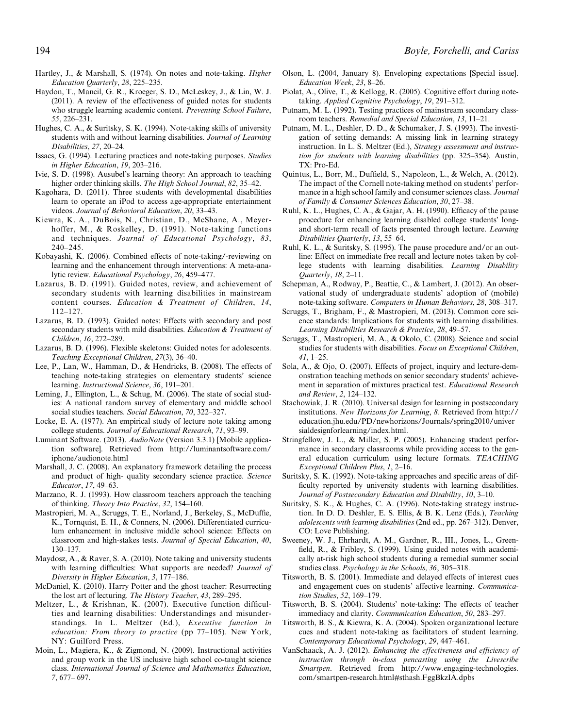Hartley, J., & Marshall, S. (1974). On notes and note-taking. *Higher Education Quarterly*, *28*, 225–235.

Haydon, T., Mancil, G. R., Kroeger, S. D., McLeskey, J., & Lin, W. J. (2011). A review of the effectiveness of guided notes for students who struggle learning academic content. *Preventing School Failure*, *55*, 226–231.

Hughes, C. A., & Suritsky, S. K. (1994). Note-taking skills of university students with and without learning disabilities. *Journal of Learning Disabilities*, *27*, 20–24.

Issacs, G. (1994). Lecturing practices and note-taking purposes. *Studies in Higher Education*, *19*, 203–216.

Ivie, S. D. (1998). Ausubel's learning theory: An approach to teaching higher order thinking skills. *The High School Journal*, *82*, 35–42.

Kagohara, D. (2011). Three students with developmental disabilities learn to operate an iPod to access age-appropriate entertainment videos. *Journal of Behavioral Education*, *20*, 33–43.

Kiewra, K. A., DuBois, N., Christian, D., McShane, A., Meyerhoffer, M., & Roskelley, D. (1991). Note-taking functions and techniques. *Journal of Educational Psychology*, *83*, 240–245.

Kobayashi, K. (2006). Combined effects of note-taking/-reviewing on learning and the enhancement through interventions: A meta-analytic review. *Educational Psychology*, *26*, 459–477.

Lazarus, B. D. (1991). Guided notes, review, and achievement of secondary students with learning disabilities in mainstream content courses. *Education & Treatment of Children*, *14*, 112–127.

Lazarus, B. D. (1993). Guided notes: Effects with secondary and post secondary students with mild disabilities. *Education & Treatment of Children*, *16*, 272–289.

Lazarus, B. D. (1996). Flexible skeletons: Guided notes for adolescents. *Teaching Exceptional Children*, *27*(3), 36–40.

Lee, P., Lan, W., Hamman, D., & Hendricks, B. (2008). The effects of teaching note-taking strategies on elementary students' science learning. *Instructional Science*, *36*, 191–201.

Leming, J., Ellington, L., & Schug, M. (2006). The state of social studies: A national random survey of elementary and middle school social studies teachers. *Social Education*, *70*, 322–327.

Locke, E. A. (1977). An empirical study of lecture note taking among college students. *Journal of Educational Research*, *71*, 93–99.

Luminant Software. (2013). *AudioNote* (Version 3.3.1) [Mobile application software]. Retrieved from http://luminantsoftware.com/iphone/audionote.html

Marshall, J. C. (2008). An explanatory framework detailing the process and product of high- quality secondary science practice. *Science Educator*, *17*, 49–63.

Marzano, R. J. (1993). How classroom teachers approach the teaching of thinking. *Theory Into Practice*, *32*, 154–160.

Mastropieri, M. A., Scruggs, T. E., Norland, J., Berkeley, S., McDuffie, K., Tornquist, E. H., & Conners, N. (2006). Differentiated curriculum enhancement in inclusive middle school science: Effects on classroom and high-stakes tests. *Journal of Special Education*, *40*, 130–137.

Maydosz, A., & Raver, S. A. (2010). Note taking and university students with learning difficulties: What supports are needed? *Journal of Diversity in Higher Education*, *3*, 177–186.

McDaniel, K. (2010). Harry Potter and the ghost teacher: Resurrecting the lost art of lecturing. *The History Teacher*, *43*, 289–295.

Meltzer, L., & Krishnan, K. (2007). Executive function difficulties and learning disabilities: Understandings and misunderstandings. In L. Meltzer (Ed.), *Executive function in education: From theory to practice* (pp 77–105). New York, NY: Guilford Press.

Moin, L., Magiera, K., & Zigmond, N. (2009). Instructional activities and group work in the US inclusive high school co-taught science class. *International Journal of Science and Mathematics Education*, *7*, 677– 697.

Olson, L. (2004, January 8). Enveloping expectations [Special issue]. *Education Week*, *23*, 8–26.

Piolat, A., Olive, T., & Kellogg, R. (2005). Cognitive effort during note-taking. *Applied Cognitive Psychology*, *19*, 291–312.

Putnam, M. L. (1992). Testing practices of mainstream secondary classroom teachers. *Remedial and Special Education*, *13*, 11–21.

Putnam, M. L., Deshler, D. D., & Schumaker, J. S. (1993). The investigation of setting demands: A missing link in learning strategy instruction. In L. S. Meltzer (Ed.), *Strategy assessment and instruction for students with learning disabilities* (pp. 325–354). Austin, TX: Pro-Ed.

Quintus, L., Borr, M., Duffield, S., Napoleon, L., & Welch, A. (2012). The impact of the Cornell note-taking method on students' performance in a high school family and consumer sciences class. *Journal of Family & Consumer Sciences Education*, *30*, 27–38.

Ruhl, K. L., Hughes, C. A., & Gajar, A. H. (1990). Efficacy of the pause procedure for enhancing learning disabled college students' long- and short-term recall of facts presented through lecture. *Learning Disabilities Quarterly*, *13*, 55–64.

Ruhl, K. L., & Suritsky, S. (1995). The pause procedure and/or an outline: Effect on immediate free recall and lecture notes taken by college students with learning disabilities. *Learning Disability Quarterly*, *18*, 2–11.

Schepman, A., Rodway, P., Beattie, C., & Lambert, J. (2012). An observational study of undergraduate students' adoption of (mobile) note-taking software. *Computers in Human Behaviors*, *28*, 308–317.

Scruggs, T., Brigham, F., & Mastropieri, M. (2013). Common core science standards: Implications for students with learning disabilities. *Learning Disabilities Research & Practice*, *28*, 49–57.

Scruggs, T., Mastropieri, M. A., & Okolo, C. (2008). Science and social studies for students with disabilities. *Focus on Exceptional Children*, *41*, 1–25.

Sola, A., & Ojo, O. (2007). Effects of project, inquiry and lecture-demonstration teaching methods on senior secondary students' achievement in separation of mixtures practical test. *Educational Research and Review*, *2*, 124–132.

Stachowiak, J. R. (2010). Universal design for learning in postsecondary institutions. *New Horizons for Learning*, *8*. Retrieved from http://education.jhu.edu/PD/newhorizons/Journals/spring2010/universialdesignforlearning/index.html.

Stringfellow, J. L., & Miller, S. P. (2005). Enhancing student performance in secondary classrooms while providing access to the general education curriculum using lecture formats. *TEACHING Exceptional Children Plus*, *1*, 2–16.

Suritsky, S. K. (1992). Note-taking approaches and specific areas of difficulty reported by university students with learning disabilities. *Journal of Postsecondary Education and Disability*, *10*, 3–10.

Suritsky, S. K., & Hughes, C. A. (1996). Note-taking strategy instruction. In D. D. Deshler, E. S. Ellis, & B. K. Lenz (Eds.), *Teaching adolescents with learning disabilities* (2nd ed., pp. 267–312). Denver, CO: Love Publishing.

Sweeney, W. J., Ehrhardt, A. M., Gardner, R., III., Jones, L., Greenfield, R., & Fribley, S. (1999). Using guided notes with academically at-risk high school students during a remedial summer social studies class. *Psychology in the Schools*, *36*, 305–318.

Titsworth, B. S. (2001). Immediate and delayed effects of interest cues and engagement cues on students' affective learning. *Communication Studies*, *52*, 169–179.

Titsworth, B. S. (2004). Students' note-taking: The effects of teacher immediacy and clarity. *Communication Education*, *50*, 283–297.

Titsworth, B. S., & Kiewra, K. A. (2004). Spoken organizational lecture cues and student note-taking as facilitators of student learning. *Contemporary Educational Psychology*, *29*, 447–461.

VanSchaack, A. J. (2012). *Enhancing the effectiveness and efficiency of instruction through in-class pencasting using the Livescribe Smartpen*. Retrieved from http://www.engaging-technologies.com/smartpen-research.html#sthash.FggBkzIA.dpbs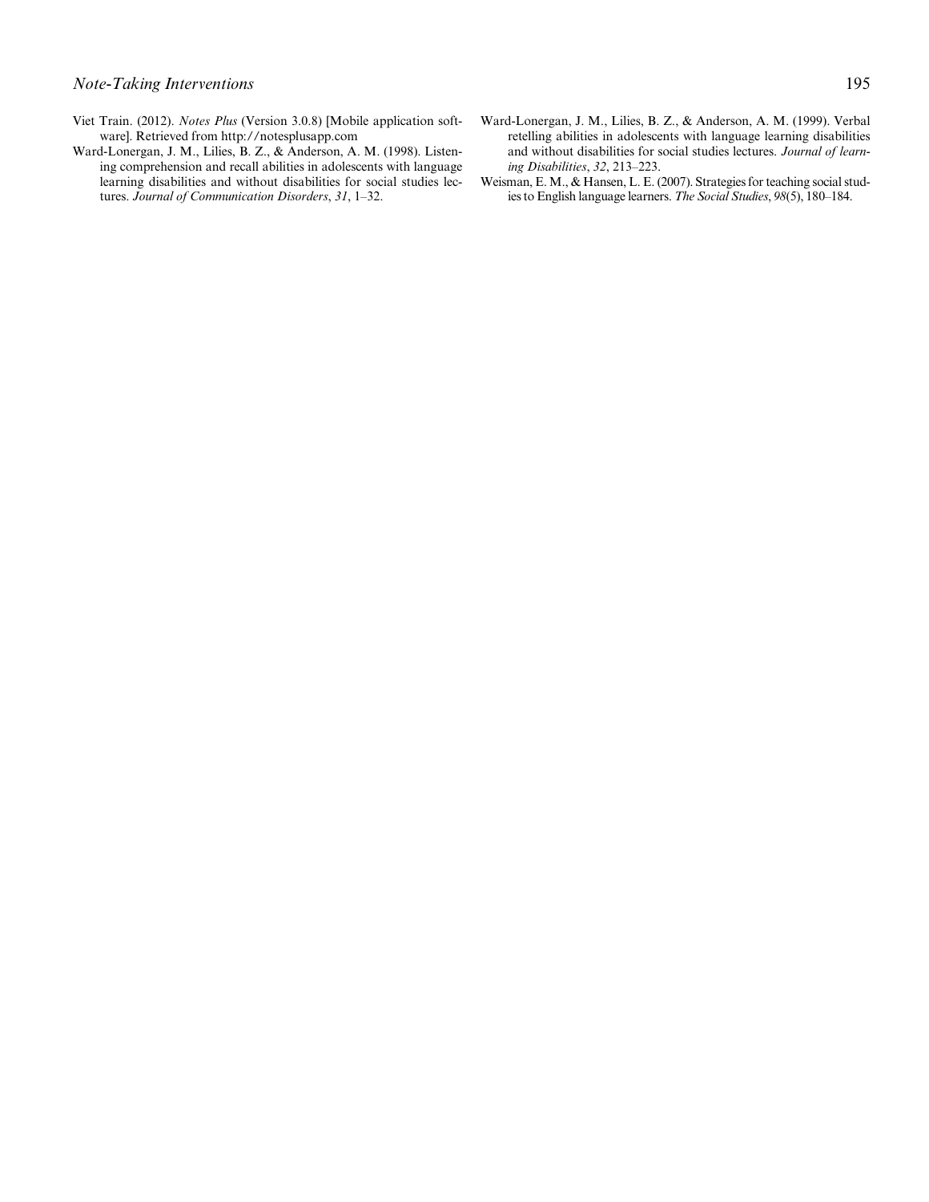Viet Train. (2012). *Notes Plus* (Version 3.0.8) [Mobile application software]. Retrieved from http://notesplusapp.com

Ward-Lonergan, J. M., Lilies, B. Z., & Anderson, A. M. (1998). Listening comprehension and recall abilities in adolescents with language learning disabilities and without disabilities for social studies lectures. *Journal of Communication Disorders*, *31*, 1–32.

Ward-Lonergan, J. M., Lilies, B. Z., & Anderson, A. M. (1999). Verbal retelling abilities in adolescents with language learning disabilities and without disabilities for social studies lectures. *Journal of learning Disabilities*, *32*, 213–223.

Weisman, E. M., & Hansen, L. E. (2007). Strategies for teaching social studies to English language learners. *The Social Studies*, *98*(5), 180–184.